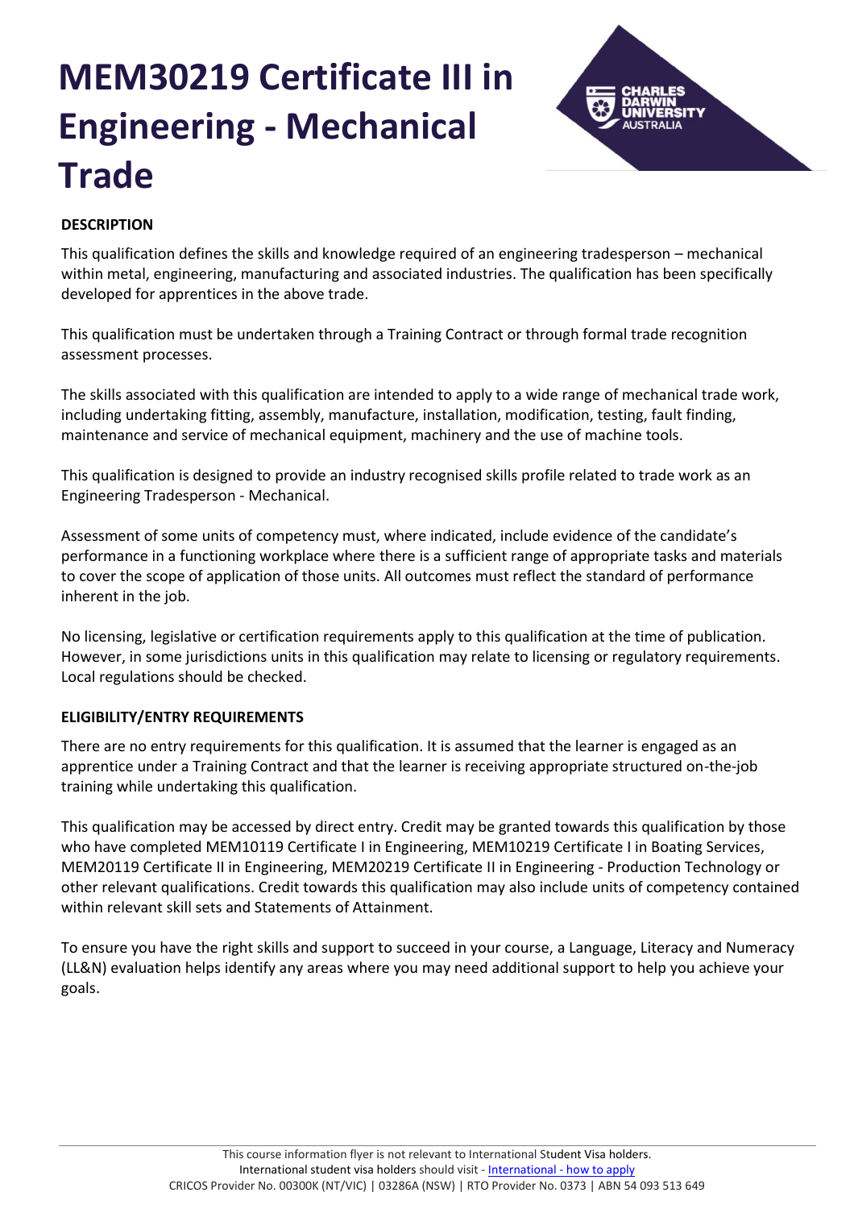# MEM30219 Certificate III in Engineering - Mechanical Trade

**DESCRIPTION**

This qualification defines the skills and knowledge required of an engineering tradesperson – mechanical within metal, engineering, manufacturing and associated industries. The qualification has been specifically developed for apprentices in the above trade.

This qualification must be undertaken through a Training Contract or through formal trade recognition assessment processes.

The skills associated with this qualification are intended to apply to a wide range of mechanical trade work, including undertaking fitting, assembly, manufacture, installation, modification, testing, fault finding, maintenance and service of mechanical equipment, machinery and the use of machine tools.

This qualification is designed to provide an industry recognised skills profile related to trade work as an Engineering Tradesperson - Mechanical.

Assessment of some units of competency must, where indicated, include evidence of the candidate's performance in a functioning workplace where there is a sufficient range of appropriate tasks and materials to cover the scope of application of those units. All outcomes must reflect the standard of performance inherent in the job.

No licensing, legislative or certification requirements apply to this qualification at the time of publication. However, in some jurisdictions units in this qualification may relate to licensing or regulatory requirements. Local regulations should be checked.

**ELIGIBILITY/ENTRY REQUIREMENTS**

There are no entry requirements for this qualification. It is assumed that the learner is engaged as an apprentice under a Training Contract and that the learner is receiving appropriate structured on-the-job training while undertaking this qualification.

This qualification may be accessed by direct entry. Credit may be granted towards this qualification by those who have completed MEM10119 Certificate I in Engineering, MEM10219 Certificate I in Boating Services, MEM20119 Certificate II in Engineering, MEM20219 Certificate II in Engineering - Production Technology or other relevant qualifications. Credit towards this qualification may also include units of competency contained within relevant skill sets and Statements of Attainment.

To ensure you have the right skills and support to succeed in your course, a Language, Literacy and Numeracy (LL&N) evaluation helps identify any areas where you may need additional support to help you achieve your goals.

This course information flyer is not relevant to International Student Visa holders.
International student visa holders should visit - International - how to apply
CRICOS Provider No. 00300K (NT/VIC) | 03286A (NSW) | RTO Provider No. 0373 | ABN 54 093 513 649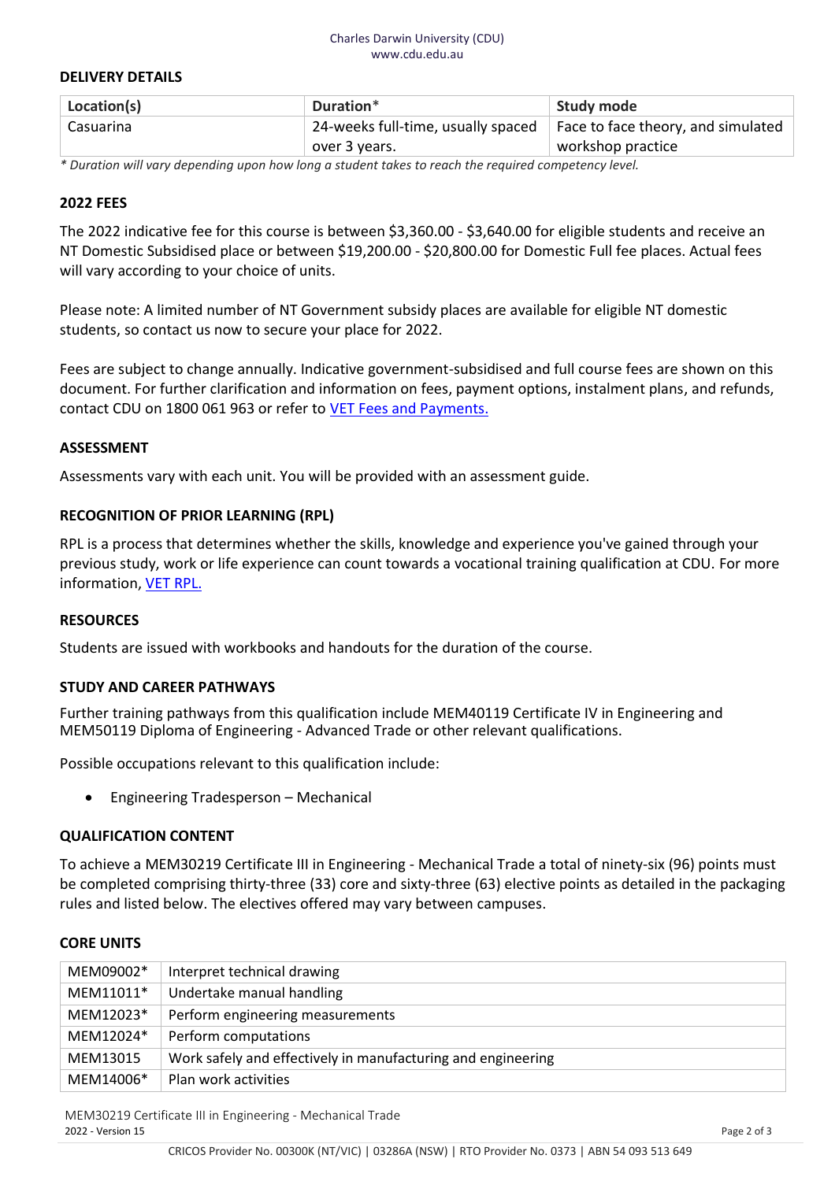## DELIVERY DETAILS

| Location(s) | Duration* | Study mode |
|---|---|---|
| Casuarina | 24-weeks full-time, usually spaced over 3 years. | Face to face theory, and simulated workshop practice |

*\* Duration will vary depending upon how long a student takes to reach the required competency level.*

## 2022 FEES

The 2022 indicative fee for this course is between $3,360.00 - $3,640.00 for eligible students and receive an NT Domestic Subsidised place or between $19,200.00 - $20,800.00 for Domestic Full fee places. Actual fees will vary according to your choice of units.

Please note: A limited number of NT Government subsidy places are available for eligible NT domestic students, so contact us now to secure your place for 2022.

Fees are subject to change annually. Indicative government-subsidised and full course fees are shown on this document. For further clarification and information on fees, payment options, instalment plans, and refunds, contact CDU on 1800 061 963 or refer to VET Fees and Payments.

## ASSESSMENT

Assessments vary with each unit. You will be provided with an assessment guide.

## RECOGNITION OF PRIOR LEARNING (RPL)

RPL is a process that determines whether the skills, knowledge and experience you've gained through your previous study, work or life experience can count towards a vocational training qualification at CDU. For more information, VET RPL.

## RESOURCES

Students are issued with workbooks and handouts for the duration of the course.

## STUDY AND CAREER PATHWAYS

Further training pathways from this qualification include MEM40119 Certificate IV in Engineering and MEM50119 Diploma of Engineering - Advanced Trade or other relevant qualifications.

Possible occupations relevant to this qualification include:

- Engineering Tradesperson – Mechanical

## QUALIFICATION CONTENT

To achieve a MEM30219 Certificate III in Engineering - Mechanical Trade a total of ninety-six (96) points must be completed comprising thirty-three (33) core and sixty-three (63) elective points as detailed in the packaging rules and listed below. The electives offered may vary between campuses.

## CORE UNITS

| | |
|---|---|
| MEM09002* | Interpret technical drawing |
| MEM11011* | Undertake manual handling |
| MEM12023* | Perform engineering measurements |
| MEM12024* | Perform computations |
| MEM13015 | Work safely and effectively in manufacturing and engineering |
| MEM14006* | Plan work activities |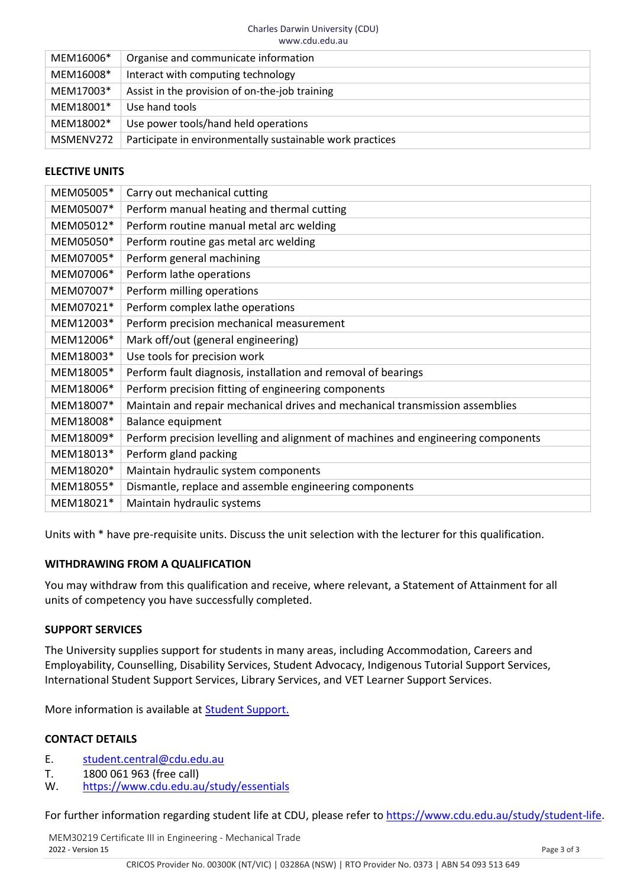| | |
|---|---|
| MEM16006* | Organise and communicate information |
| MEM16008* | Interact with computing technology |
| MEM17003* | Assist in the provision of on-the-job training |
| MEM18001* | Use hand tools |
| MEM18002* | Use power tools/hand held operations |
| MSMENV272 | Participate in environmentally sustainable work practices |

**ELECTIVE UNITS**

| | |
|---|---|
| MEM05005* | Carry out mechanical cutting |
| MEM05007* | Perform manual heating and thermal cutting |
| MEM05012* | Perform routine manual metal arc welding |
| MEM05050* | Perform routine gas metal arc welding |
| MEM07005* | Perform general machining |
| MEM07006* | Perform lathe operations |
| MEM07007* | Perform milling operations |
| MEM07021* | Perform complex lathe operations |
| MEM12003* | Perform precision mechanical measurement |
| MEM12006* | Mark off/out (general engineering) |
| MEM18003* | Use tools for precision work |
| MEM18005* | Perform fault diagnosis, installation and removal of bearings |
| MEM18006* | Perform precision fitting of engineering components |
| MEM18007* | Maintain and repair mechanical drives and mechanical transmission assemblies |
| MEM18008* | Balance equipment |
| MEM18009* | Perform precision levelling and alignment of machines and engineering components |
| MEM18013* | Perform gland packing |
| MEM18020* | Maintain hydraulic system components |
| MEM18055* | Dismantle, replace and assemble engineering components |
| MEM18021* | Maintain hydraulic systems |

Units with * have pre-requisite units. Discuss the unit selection with the lecturer for this qualification.

**WITHDRAWING FROM A QUALIFICATION**

You may withdraw from this qualification and receive, where relevant, a Statement of Attainment for all units of competency you have successfully completed.

**SUPPORT SERVICES**

The University supplies support for students in many areas, including Accommodation, Careers and Employability, Counselling, Disability Services, Student Advocacy, Indigenous Tutorial Support Services, International Student Support Services, Library Services, and VET Learner Support Services.

More information is available at [Student Support.]

**CONTACT DETAILS**

E. student.central@cdu.edu.au
T. 1800 061 963 (free call)
W. https://www.cdu.edu.au/study/essentials

For further information regarding student life at CDU, please refer to https://www.cdu.edu.au/study/student-life.

MEM30219 Certificate III in Engineering - Mechanical Trade
2022 - Version 15

CRICOS Provider No. 00300K (NT/VIC) | 03286A (NSW) | RTO Provider No. 0373 | ABN 54 093 513 649